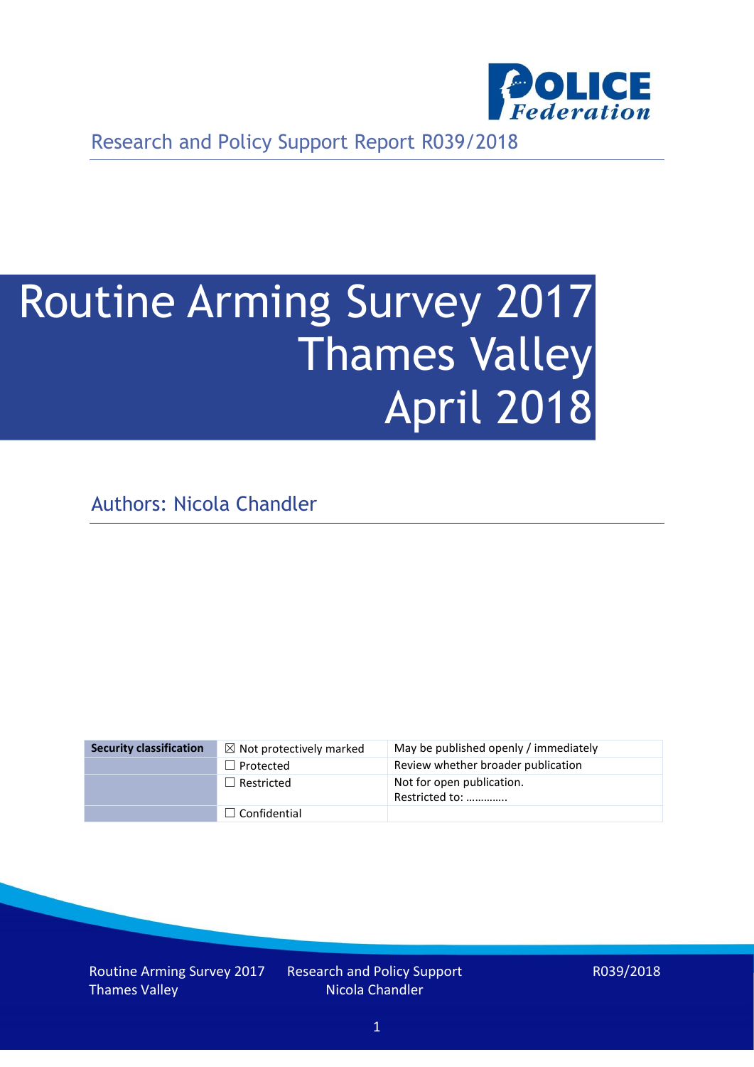Research and Policy Support Report R039/2018

# Routine Arming Survey 2017 Thames Valley April 2018

Authors: Nicola Chandler

| Security classification | ☒ Not protectively marked | May be published openly / immediately |
|---|---|---|
| | ☐ Protected | Review whether broader publication |
| | ☐ Restricted | Not for open publication. Restricted to: ………….. |
| | ☐ Confidential | |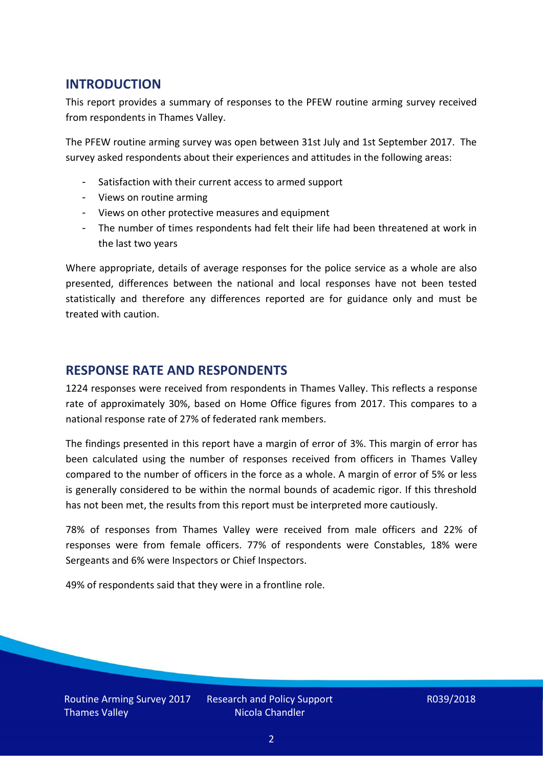## INTRODUCTION

This report provides a summary of responses to the PFEW routine arming survey received from respondents in Thames Valley.

The PFEW routine arming survey was open between 31st July and 1st September 2017. The survey asked respondents about their experiences and attitudes in the following areas:

- Satisfaction with their current access to armed support
- Views on routine arming
- Views on other protective measures and equipment
- The number of times respondents had felt their life had been threatened at work in the last two years

Where appropriate, details of average responses for the police service as a whole are also presented, differences between the national and local responses have not been tested statistically and therefore any differences reported are for guidance only and must be treated with caution.

## RESPONSE RATE AND RESPONDENTS

1224 responses were received from respondents in Thames Valley. This reflects a response rate of approximately 30%, based on Home Office figures from 2017. This compares to a national response rate of 27% of federated rank members.

The findings presented in this report have a margin of error of 3%. This margin of error has been calculated using the number of responses received from officers in Thames Valley compared to the number of officers in the force as a whole. A margin of error of 5% or less is generally considered to be within the normal bounds of academic rigor. If this threshold has not been met, the results from this report must be interpreted more cautiously.

78% of responses from Thames Valley were received from male officers and 22% of responses were from female officers. 77% of respondents were Constables, 18% were Sergeants and 6% were Inspectors or Chief Inspectors.

49% of respondents said that they were in a frontline role.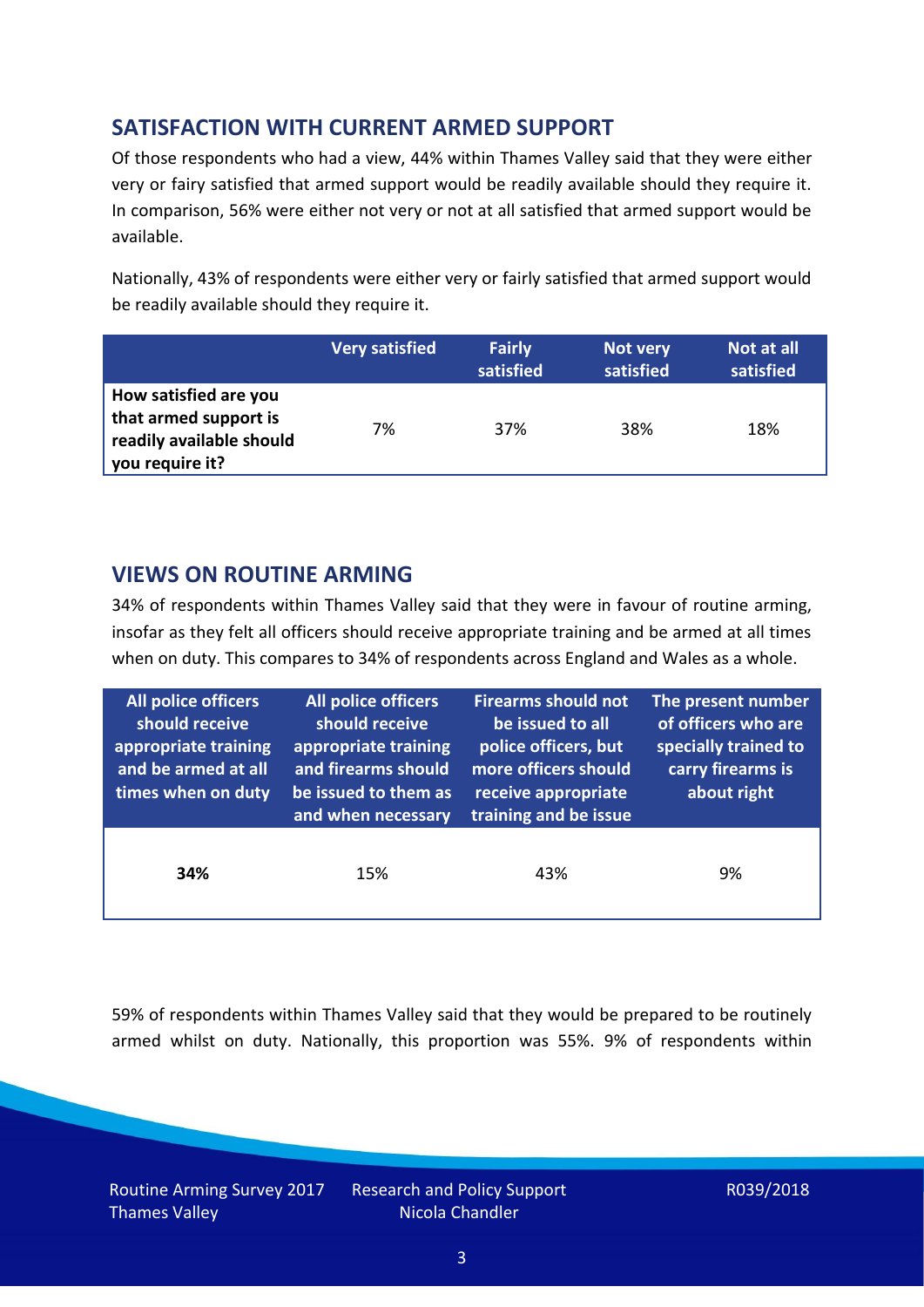## SATISFACTION WITH CURRENT ARMED SUPPORT

Of those respondents who had a view, 44% within Thames Valley said that they were either very or fairy satisfied that armed support would be readily available should they require it. In comparison, 56% were either not very or not at all satisfied that armed support would be available.

Nationally, 43% of respondents were either very or fairly satisfied that armed support would be readily available should they require it.

| | Very satisfied | Fairly satisfied | Not very satisfied | Not at all satisfied |
|---|---|---|---|---|
| **How satisfied are you that armed support is readily available should you require it?** | 7% | 37% | 38% | 18% |

## VIEWS ON ROUTINE ARMING

34% of respondents within Thames Valley said that they were in favour of routine arming, insofar as they felt all officers should receive appropriate training and be armed at all times when on duty. This compares to 34% of respondents across England and Wales as a whole.

| All police officers should receive appropriate training and be armed at all times when on duty | All police officers should receive appropriate training and firearms should be issued to them as and when necessary | Firearms should not be issued to all police officers, but more officers should receive appropriate training and be issue | The present number of officers who are specially trained to carry firearms is about right |
|---|---|---|---|
| **34%** | 15% | 43% | 9% |

59% of respondents within Thames Valley said that they would be prepared to be routinely armed whilst on duty. Nationally, this proportion was 55%. 9% of respondents within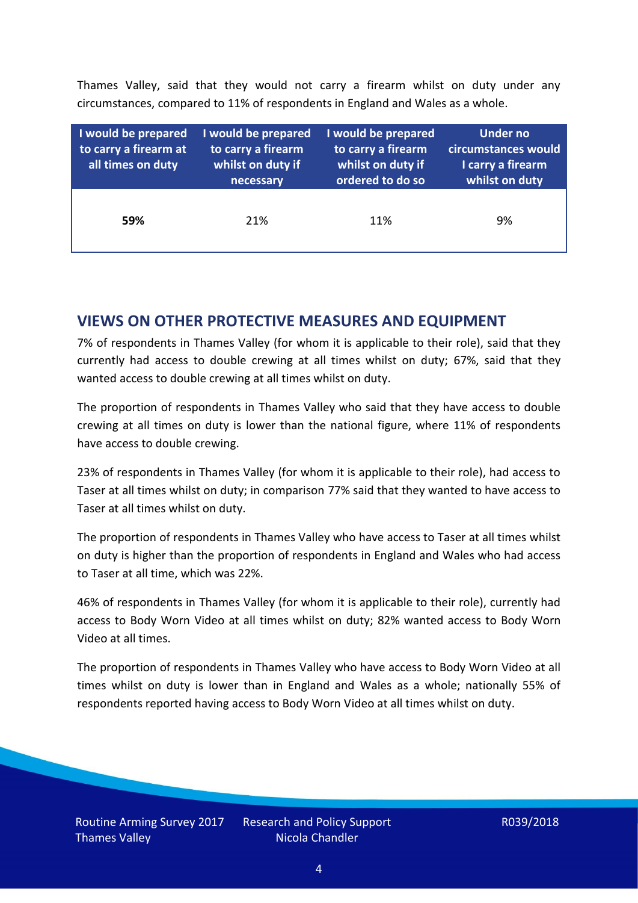Thames Valley, said that they would not carry a firearm whilst on duty under any circumstances, compared to 11% of respondents in England and Wales as a whole.

| I would be prepared to carry a firearm at all times on duty | I would be prepared to carry a firearm whilst on duty if necessary | I would be prepared to carry a firearm whilst on duty if ordered to do so | Under no circumstances would I carry a firearm whilst on duty |
|---|---|---|---|
| **59%** | 21% | 11% | 9% |

## VIEWS ON OTHER PROTECTIVE MEASURES AND EQUIPMENT

7% of respondents in Thames Valley (for whom it is applicable to their role), said that they currently had access to double crewing at all times whilst on duty; 67%, said that they wanted access to double crewing at all times whilst on duty.

The proportion of respondents in Thames Valley who said that they have access to double crewing at all times on duty is lower than the national figure, where 11% of respondents have access to double crewing.

23% of respondents in Thames Valley (for whom it is applicable to their role), had access to Taser at all times whilst on duty; in comparison 77% said that they wanted to have access to Taser at all times whilst on duty.

The proportion of respondents in Thames Valley who have access to Taser at all times whilst on duty is higher than the proportion of respondents in England and Wales who had access to Taser at all time, which was 22%.

46% of respondents in Thames Valley (for whom it is applicable to their role), currently had access to Body Worn Video at all times whilst on duty; 82% wanted access to Body Worn Video at all times.

The proportion of respondents in Thames Valley who have access to Body Worn Video at all times whilst on duty is lower than in England and Wales as a whole; nationally 55% of respondents reported having access to Body Worn Video at all times whilst on duty.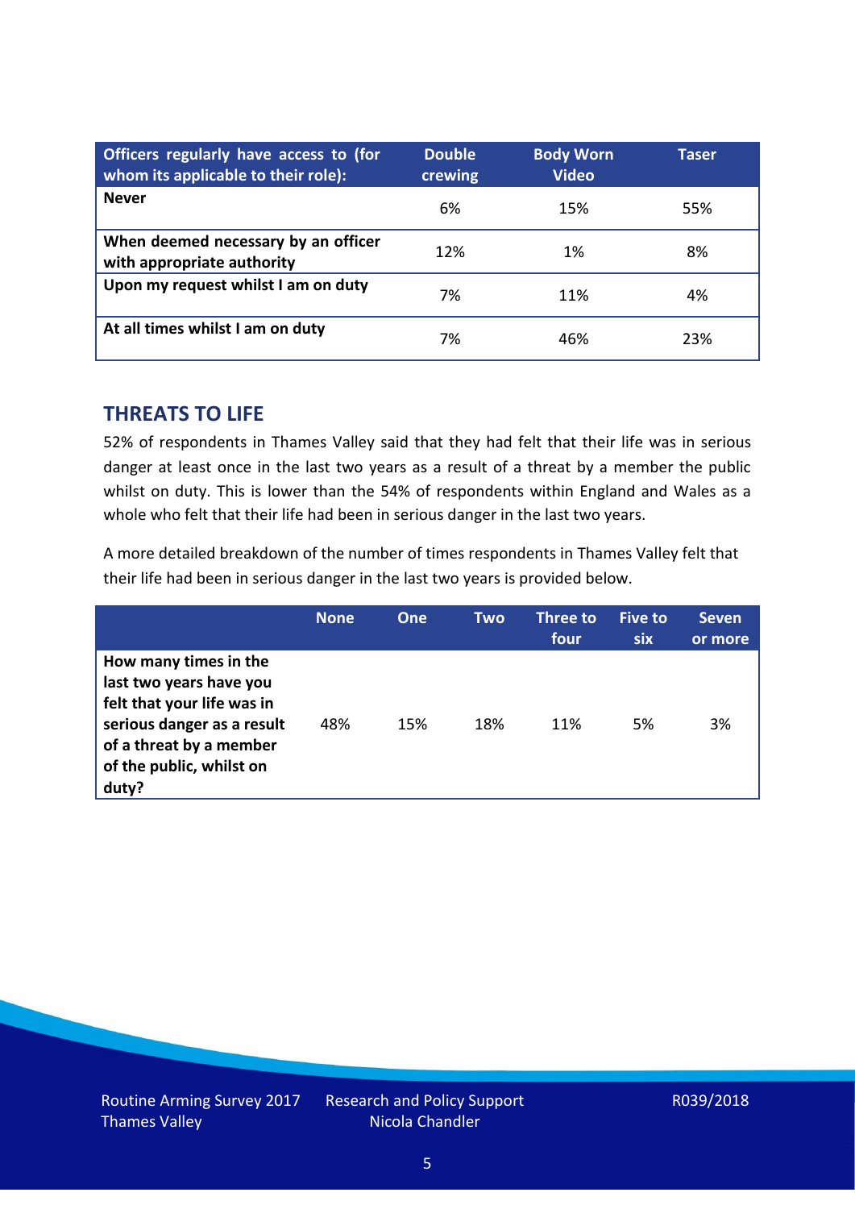| Officers regularly have access to (for whom its applicable to their role): | Double crewing | Body Worn Video | Taser |
|---|---|---|---|
| **Never** | 6% | 15% | 55% |
| **When deemed necessary by an officer with appropriate authority** | 12% | 1% | 8% |
| **Upon my request whilst I am on duty** | 7% | 11% | 4% |
| **At all times whilst I am on duty** | 7% | 46% | 23% |

## THREATS TO LIFE

52% of respondents in Thames Valley said that they had felt that their life was in serious danger at least once in the last two years as a result of a threat by a member the public whilst on duty. This is lower than the 54% of respondents within England and Wales as a whole who felt that their life had been in serious danger in the last two years.

A more detailed breakdown of the number of times respondents in Thames Valley felt that their life had been in serious danger in the last two years is provided below.

| | None | One | Two | Three to four | Five to six | Seven or more |
|---|---|---|---|---|---|---|
| **How many times in the last two years have you felt that your life was in serious danger as a result of a threat by a member of the public, whilst on duty?** | 48% | 15% | 18% | 11% | 5% | 3% |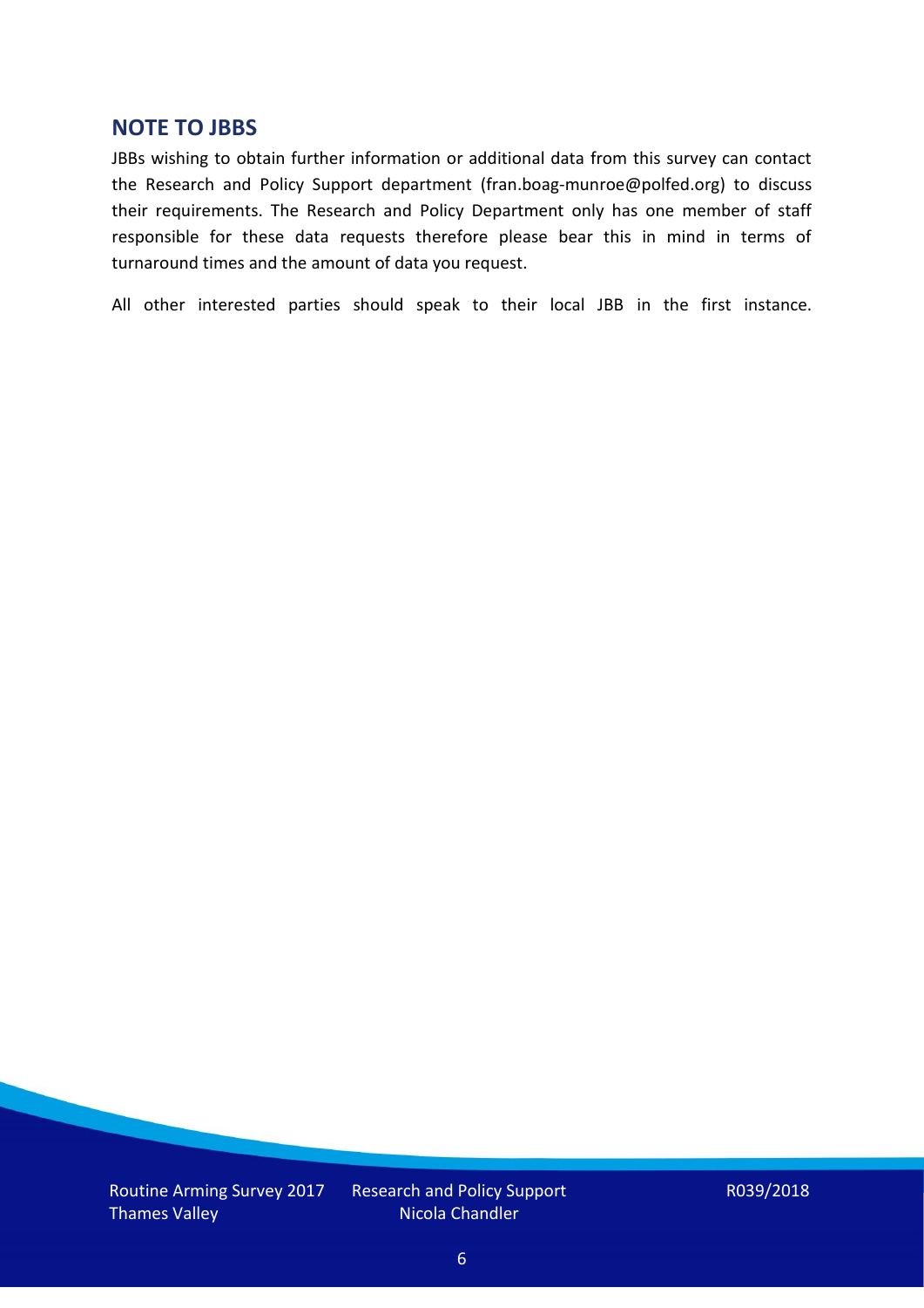## NOTE TO JBBS

JBBs wishing to obtain further information or additional data from this survey can contact the Research and Policy Support department (fran.boag-munroe@polfed.org) to discuss their requirements. The Research and Policy Department only has one member of staff responsible for these data requests therefore please bear this in mind in terms of turnaround times and the amount of data you request.

All other interested parties should speak to their local JBB in the first instance.